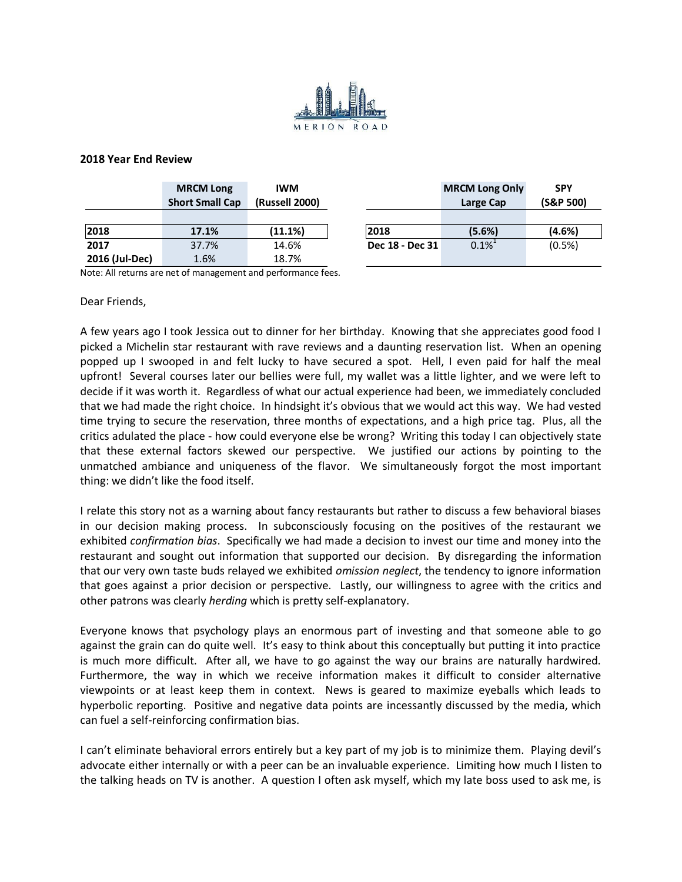MERION ROAD

**2018 Year End Review**

| | MRCM Long Short Small Cap | IWM (Russell 2000) |
|---|---|---|
| **2018** | **17.1%** | **(11.1%)** |
| **2017** | 37.7% | 14.6% |
| **2016 (Jul-Dec)** | 1.6% | 18.7% |

| | MRCM Long Only Large Cap | SPY (S&P 500) |
|---|---|---|
| **2018** | **(5.6%)** | **(4.6%)** |
| **Dec 18 - Dec 31** | 0.1%[1] | (0.5%) |

Note: All returns are net of management and performance fees.

Dear Friends,

A few years ago I took Jessica out to dinner for her birthday. Knowing that she appreciates good food I picked a Michelin star restaurant with rave reviews and a daunting reservation list. When an opening popped up I swooped in and felt lucky to have secured a spot. Hell, I even paid for half the meal upfront! Several courses later our bellies were full, my wallet was a little lighter, and we were left to decide if it was worth it. Regardless of what our actual experience had been, we immediately concluded that we had made the right choice. In hindsight it's obvious that we would act this way. We had vested time trying to secure the reservation, three months of expectations, and a high price tag. Plus, all the critics adulated the place - how could everyone else be wrong? Writing this today I can objectively state that these external factors skewed our perspective. We justified our actions by pointing to the unmatched ambiance and uniqueness of the flavor. We simultaneously forgot the most important thing: we didn't like the food itself.

I relate this story not as a warning about fancy restaurants but rather to discuss a few behavioral biases in our decision making process. In subconsciously focusing on the positives of the restaurant we exhibited *confirmation bias*. Specifically we had made a decision to invest our time and money into the restaurant and sought out information that supported our decision. By disregarding the information that our very own taste buds relayed we exhibited *omission neglect*, the tendency to ignore information that goes against a prior decision or perspective. Lastly, our willingness to agree with the critics and other patrons was clearly *herding* which is pretty self-explanatory.

Everyone knows that psychology plays an enormous part of investing and that someone able to go against the grain can do quite well. It's easy to think about this conceptually but putting it into practice is much more difficult. After all, we have to go against the way our brains are naturally hardwired. Furthermore, the way in which we receive information makes it difficult to consider alternative viewpoints or at least keep them in context. News is geared to maximize eyeballs which leads to hyperbolic reporting. Positive and negative data points are incessantly discussed by the media, which can fuel a self-reinforcing confirmation bias.

I can't eliminate behavioral errors entirely but a key part of my job is to minimize them. Playing devil's advocate either internally or with a peer can be an invaluable experience. Limiting how much I listen to the talking heads on TV is another. A question I often ask myself, which my late boss used to ask me, is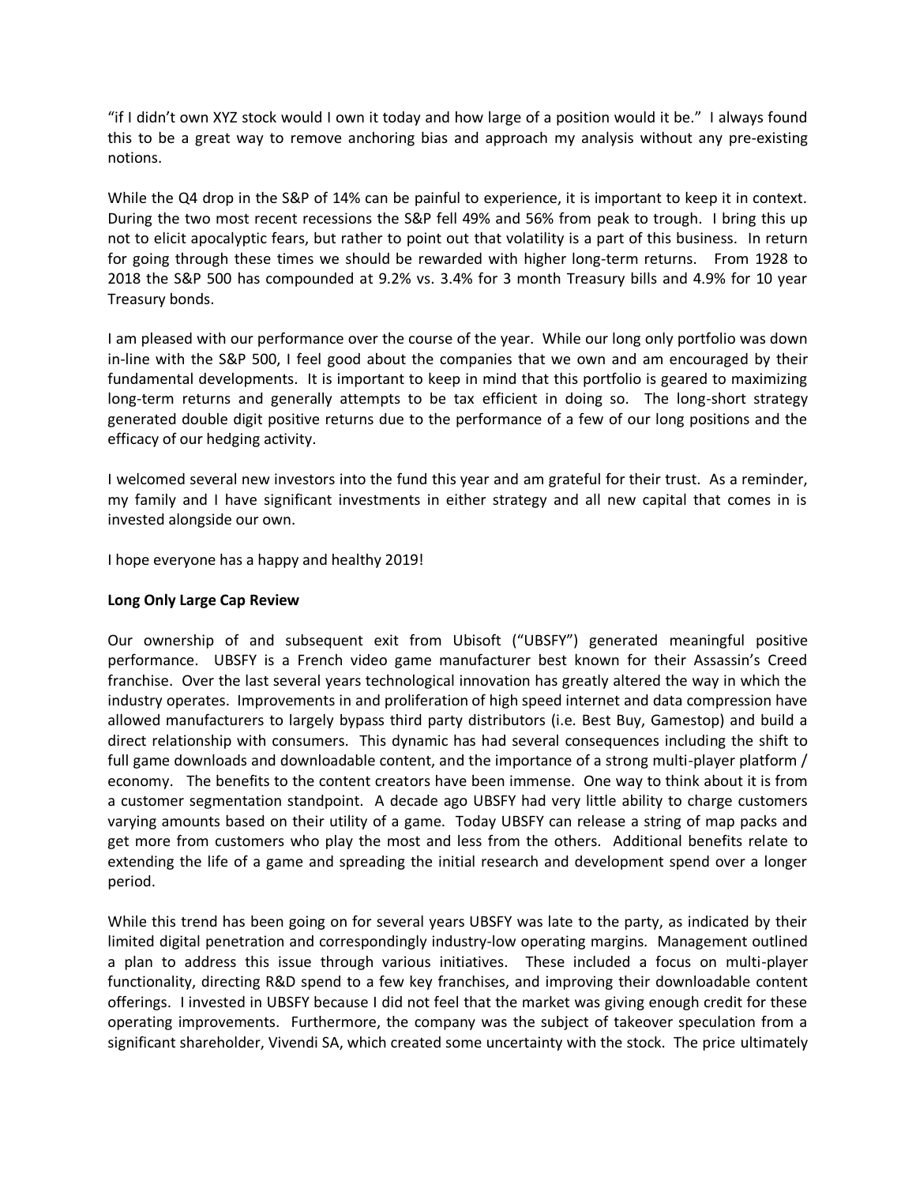"if I didn't own XYZ stock would I own it today and how large of a position would it be." I always found this to be a great way to remove anchoring bias and approach my analysis without any pre-existing notions.

While the Q4 drop in the S&P of 14% can be painful to experience, it is important to keep it in context. During the two most recent recessions the S&P fell 49% and 56% from peak to trough. I bring this up not to elicit apocalyptic fears, but rather to point out that volatility is a part of this business. In return for going through these times we should be rewarded with higher long-term returns. From 1928 to 2018 the S&P 500 has compounded at 9.2% vs. 3.4% for 3 month Treasury bills and 4.9% for 10 year Treasury bonds.

I am pleased with our performance over the course of the year. While our long only portfolio was down in-line with the S&P 500, I feel good about the companies that we own and am encouraged by their fundamental developments. It is important to keep in mind that this portfolio is geared to maximizing long-term returns and generally attempts to be tax efficient in doing so. The long-short strategy generated double digit positive returns due to the performance of a few of our long positions and the efficacy of our hedging activity.

I welcomed several new investors into the fund this year and am grateful for their trust. As a reminder, my family and I have significant investments in either strategy and all new capital that comes in is invested alongside our own.

I hope everyone has a happy and healthy 2019!

**Long Only Large Cap Review**

Our ownership of and subsequent exit from Ubisoft ("UBSFY") generated meaningful positive performance. UBSFY is a French video game manufacturer best known for their Assassin's Creed franchise. Over the last several years technological innovation has greatly altered the way in which the industry operates. Improvements in and proliferation of high speed internet and data compression have allowed manufacturers to largely bypass third party distributors (i.e. Best Buy, Gamestop) and build a direct relationship with consumers. This dynamic has had several consequences including the shift to full game downloads and downloadable content, and the importance of a strong multi-player platform / economy. The benefits to the content creators have been immense. One way to think about it is from a customer segmentation standpoint. A decade ago UBSFY had very little ability to charge customers varying amounts based on their utility of a game. Today UBSFY can release a string of map packs and get more from customers who play the most and less from the others. Additional benefits relate to extending the life of a game and spreading the initial research and development spend over a longer period.

While this trend has been going on for several years UBSFY was late to the party, as indicated by their limited digital penetration and correspondingly industry-low operating margins. Management outlined a plan to address this issue through various initiatives. These included a focus on multi-player functionality, directing R&D spend to a few key franchises, and improving their downloadable content offerings. I invested in UBSFY because I did not feel that the market was giving enough credit for these operating improvements. Furthermore, the company was the subject of takeover speculation from a significant shareholder, Vivendi SA, which created some uncertainty with the stock. The price ultimately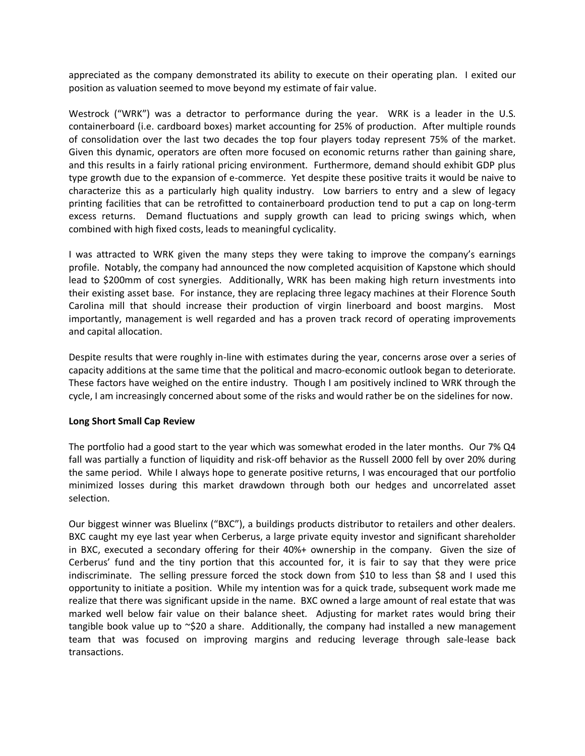appreciated as the company demonstrated its ability to execute on their operating plan. I exited our position as valuation seemed to move beyond my estimate of fair value.

Westrock ("WRK") was a detractor to performance during the year. WRK is a leader in the U.S. containerboard (i.e. cardboard boxes) market accounting for 25% of production. After multiple rounds of consolidation over the last two decades the top four players today represent 75% of the market. Given this dynamic, operators are often more focused on economic returns rather than gaining share, and this results in a fairly rational pricing environment. Furthermore, demand should exhibit GDP plus type growth due to the expansion of e-commerce. Yet despite these positive traits it would be naive to characterize this as a particularly high quality industry. Low barriers to entry and a slew of legacy printing facilities that can be retrofitted to containerboard production tend to put a cap on long-term excess returns. Demand fluctuations and supply growth can lead to pricing swings which, when combined with high fixed costs, leads to meaningful cyclicality.

I was attracted to WRK given the many steps they were taking to improve the company's earnings profile. Notably, the company had announced the now completed acquisition of Kapstone which should lead to $200mm of cost synergies. Additionally, WRK has been making high return investments into their existing asset base. For instance, they are replacing three legacy machines at their Florence South Carolina mill that should increase their production of virgin linerboard and boost margins. Most importantly, management is well regarded and has a proven track record of operating improvements and capital allocation.

Despite results that were roughly in-line with estimates during the year, concerns arose over a series of capacity additions at the same time that the political and macro-economic outlook began to deteriorate. These factors have weighed on the entire industry. Though I am positively inclined to WRK through the cycle, I am increasingly concerned about some of the risks and would rather be on the sidelines for now.

**Long Short Small Cap Review**

The portfolio had a good start to the year which was somewhat eroded in the later months. Our 7% Q4 fall was partially a function of liquidity and risk-off behavior as the Russell 2000 fell by over 20% during the same period. While I always hope to generate positive returns, I was encouraged that our portfolio minimized losses during this market drawdown through both our hedges and uncorrelated asset selection.

Our biggest winner was Bluelinx ("BXC"), a buildings products distributor to retailers and other dealers. BXC caught my eye last year when Cerberus, a large private equity investor and significant shareholder in BXC, executed a secondary offering for their 40%+ ownership in the company. Given the size of Cerberus' fund and the tiny portion that this accounted for, it is fair to say that they were price indiscriminate. The selling pressure forced the stock down from $10 to less than $8 and I used this opportunity to initiate a position. While my intention was for a quick trade, subsequent work made me realize that there was significant upside in the name. BXC owned a large amount of real estate that was marked well below fair value on their balance sheet. Adjusting for market rates would bring their tangible book value up to ~$20 a share. Additionally, the company had installed a new management team that was focused on improving margins and reducing leverage through sale-lease back transactions.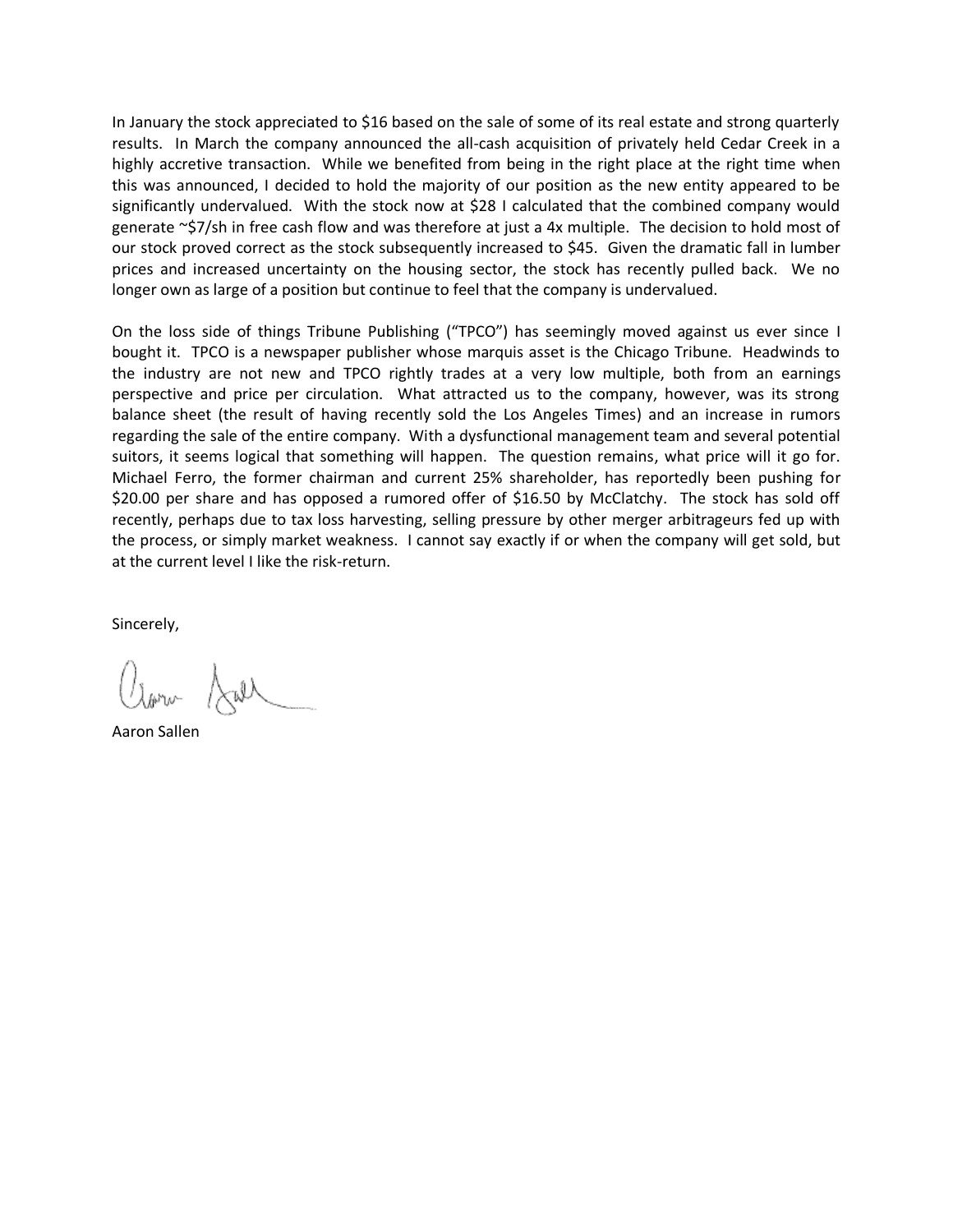In January the stock appreciated to $16 based on the sale of some of its real estate and strong quarterly results. In March the company announced the all-cash acquisition of privately held Cedar Creek in a highly accretive transaction. While we benefited from being in the right place at the right time when this was announced, I decided to hold the majority of our position as the new entity appeared to be significantly undervalued. With the stock now at $28 I calculated that the combined company would generate ~$7/sh in free cash flow and was therefore at just a 4x multiple. The decision to hold most of our stock proved correct as the stock subsequently increased to $45. Given the dramatic fall in lumber prices and increased uncertainty on the housing sector, the stock has recently pulled back. We no longer own as large of a position but continue to feel that the company is undervalued.

On the loss side of things Tribune Publishing ("TPCO") has seemingly moved against us ever since I bought it. TPCO is a newspaper publisher whose marquis asset is the Chicago Tribune. Headwinds to the industry are not new and TPCO rightly trades at a very low multiple, both from an earnings perspective and price per circulation. What attracted us to the company, however, was its strong balance sheet (the result of having recently sold the Los Angeles Times) and an increase in rumors regarding the sale of the entire company. With a dysfunctional management team and several potential suitors, it seems logical that something will happen. The question remains, what price will it go for. Michael Ferro, the former chairman and current 25% shareholder, has reportedly been pushing for $20.00 per share and has opposed a rumored offer of $16.50 by McClatchy. The stock has sold off recently, perhaps due to tax loss harvesting, selling pressure by other merger arbitrageurs fed up with the process, or simply market weakness. I cannot say exactly if or when the company will get sold, but at the current level I like the risk-return.

Sincerely,

Aaron Sallen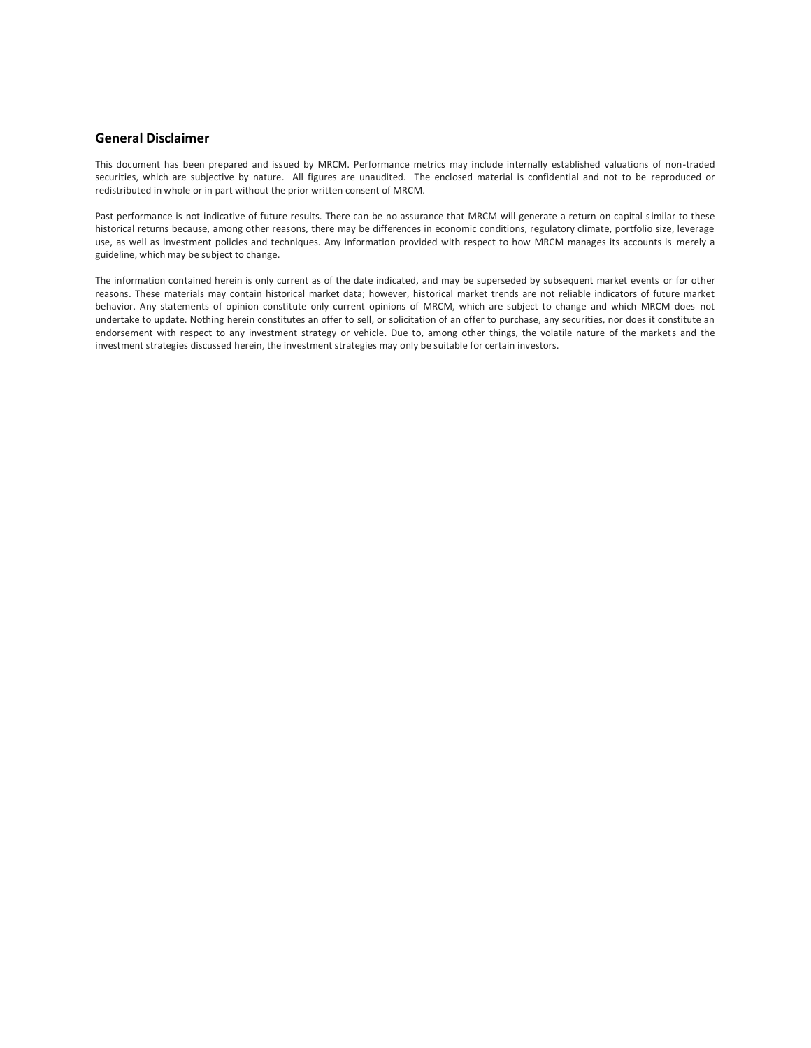## General Disclaimer

This document has been prepared and issued by MRCM. Performance metrics may include internally established valuations of non-traded securities, which are subjective by nature. All figures are unaudited. The enclosed material is confidential and not to be reproduced or redistributed in whole or in part without the prior written consent of MRCM.

Past performance is not indicative of future results. There can be no assurance that MRCM will generate a return on capital similar to these historical returns because, among other reasons, there may be differences in economic conditions, regulatory climate, portfolio size, leverage use, as well as investment policies and techniques. Any information provided with respect to how MRCM manages its accounts is merely a guideline, which may be subject to change.

The information contained herein is only current as of the date indicated, and may be superseded by subsequent market events or for other reasons. These materials may contain historical market data; however, historical market trends are not reliable indicators of future market behavior. Any statements of opinion constitute only current opinions of MRCM, which are subject to change and which MRCM does not undertake to update. Nothing herein constitutes an offer to sell, or solicitation of an offer to purchase, any securities, nor does it constitute an endorsement with respect to any investment strategy or vehicle. Due to, among other things, the volatile nature of the markets and the investment strategies discussed herein, the investment strategies may only be suitable for certain investors.